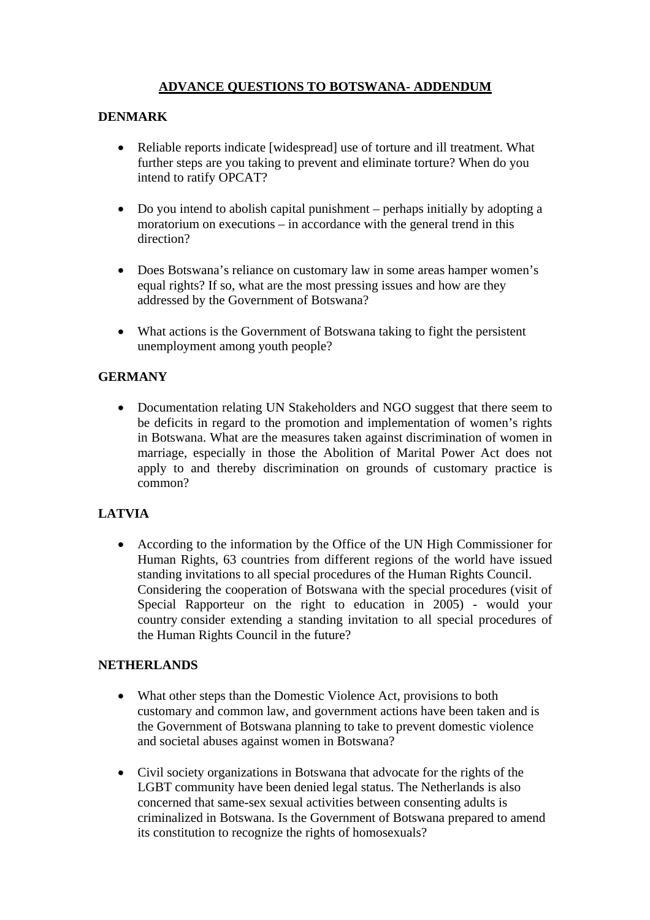# ADVANCE QUESTIONS TO BOTSWANA- ADDENDUM

## DENMARK

- Reliable reports indicate [widespread] use of torture and ill treatment. What further steps are you taking to prevent and eliminate torture? When do you intend to ratify OPCAT?

- Do you intend to abolish capital punishment – perhaps initially by adopting a moratorium on executions – in accordance with the general trend in this direction?

- Does Botswana's reliance on customary law in some areas hamper women's equal rights? If so, what are the most pressing issues and how are they addressed by the Government of Botswana?

- What actions is the Government of Botswana taking to fight the persistent unemployment among youth people?

## GERMANY

- Documentation relating UN Stakeholders and NGO suggest that there seem to be deficits in regard to the promotion and implementation of women's rights in Botswana. What are the measures taken against discrimination of women in marriage, especially in those the Abolition of Marital Power Act does not apply to and thereby discrimination on grounds of customary practice is common?

## LATVIA

- According to the information by the Office of the UN High Commissioner for Human Rights, 63 countries from different regions of the world have issued standing invitations to all special procedures of the Human Rights Council. Considering the cooperation of Botswana with the special procedures (visit of Special Rapporteur on the right to education in 2005) - would your country consider extending a standing invitation to all special procedures of the Human Rights Council in the future?

## NETHERLANDS

- What other steps than the Domestic Violence Act, provisions to both customary and common law, and government actions have been taken and is the Government of Botswana planning to take to prevent domestic violence and societal abuses against women in Botswana?

- Civil society organizations in Botswana that advocate for the rights of the LGBT community have been denied legal status. The Netherlands is also concerned that same-sex sexual activities between consenting adults is criminalized in Botswana. Is the Government of Botswana prepared to amend its constitution to recognize the rights of homosexuals?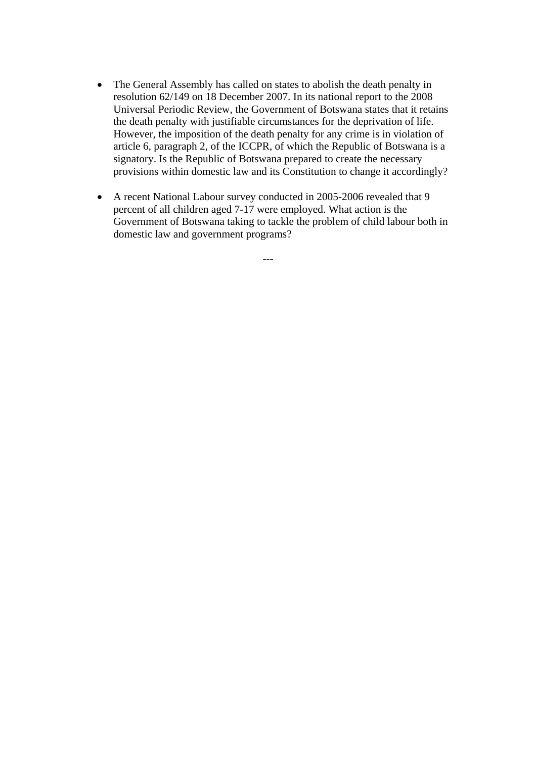- The General Assembly has called on states to abolish the death penalty in resolution 62/149 on 18 December 2007. In its national report to the 2008 Universal Periodic Review, the Government of Botswana states that it retains the death penalty with justifiable circumstances for the deprivation of life. However, the imposition of the death penalty for any crime is in violation of article 6, paragraph 2, of the ICCPR, of which the Republic of Botswana is a signatory. Is the Republic of Botswana prepared to create the necessary provisions within domestic law and its Constitution to change it accordingly?

- A recent National Labour survey conducted in 2005-2006 revealed that 9 percent of all children aged 7-17 were employed. What action is the Government of Botswana taking to tackle the problem of child labour both in domestic law and government programs?

---